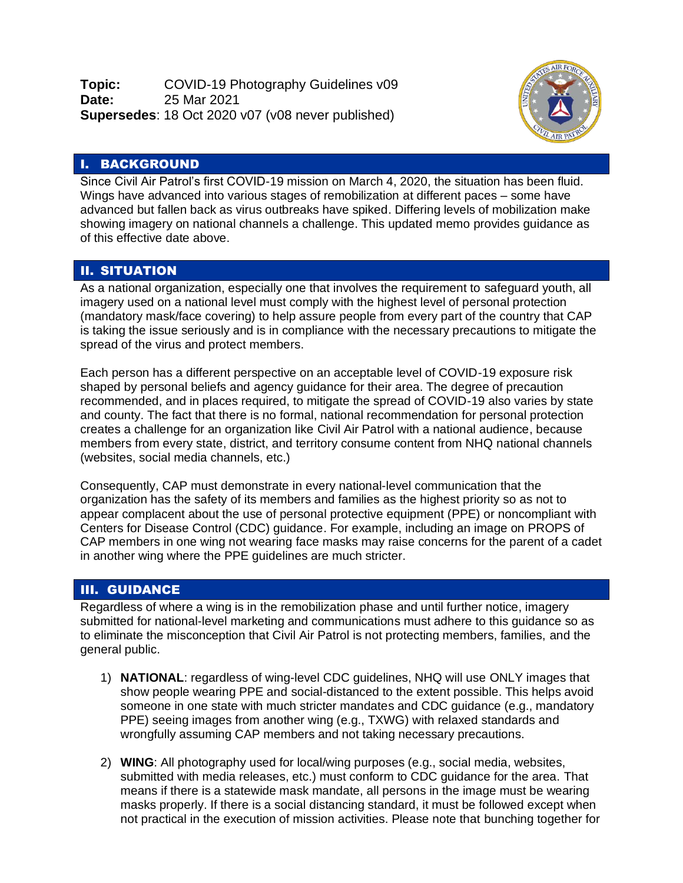**Topic:** COVID-19 Photography Guidelines v09
**Date:** 25 Mar 2021
**Supersedes**: 18 Oct 2020 v07 (v08 never published)

## I. BACKGROUND

Since Civil Air Patrol's first COVID-19 mission on March 4, 2020, the situation has been fluid. Wings have advanced into various stages of remobilization at different paces – some have advanced but fallen back as virus outbreaks have spiked. Differing levels of mobilization make showing imagery on national channels a challenge. This updated memo provides guidance as of this effective date above.

## II. SITUATION

As a national organization, especially one that involves the requirement to safeguard youth, all imagery used on a national level must comply with the highest level of personal protection (mandatory mask/face covering) to help assure people from every part of the country that CAP is taking the issue seriously and is in compliance with the necessary precautions to mitigate the spread of the virus and protect members.

Each person has a different perspective on an acceptable level of COVID-19 exposure risk shaped by personal beliefs and agency guidance for their area. The degree of precaution recommended, and in places required, to mitigate the spread of COVID-19 also varies by state and county. The fact that there is no formal, national recommendation for personal protection creates a challenge for an organization like Civil Air Patrol with a national audience, because members from every state, district, and territory consume content from NHQ national channels (websites, social media channels, etc.)

Consequently, CAP must demonstrate in every national-level communication that the organization has the safety of its members and families as the highest priority so as not to appear complacent about the use of personal protective equipment (PPE) or noncompliant with Centers for Disease Control (CDC) guidance. For example, including an image on PROPS of CAP members in one wing not wearing face masks may raise concerns for the parent of a cadet in another wing where the PPE guidelines are much stricter.

## III. GUIDANCE

Regardless of where a wing is in the remobilization phase and until further notice, imagery submitted for national-level marketing and communications must adhere to this guidance so as to eliminate the misconception that Civil Air Patrol is not protecting members, families, and the general public.

1) **NATIONAL**: regardless of wing-level CDC guidelines, NHQ will use ONLY images that show people wearing PPE and social-distanced to the extent possible. This helps avoid someone in one state with much stricter mandates and CDC guidance (e.g., mandatory PPE) seeing images from another wing (e.g., TXWG) with relaxed standards and wrongfully assuming CAP members and not taking necessary precautions.

2) **WING**: All photography used for local/wing purposes (e.g., social media, websites, submitted with media releases, etc.) must conform to CDC guidance for the area. That means if there is a statewide mask mandate, all persons in the image must be wearing masks properly. If there is a social distancing standard, it must be followed except when not practical in the execution of mission activities. Please note that bunching together for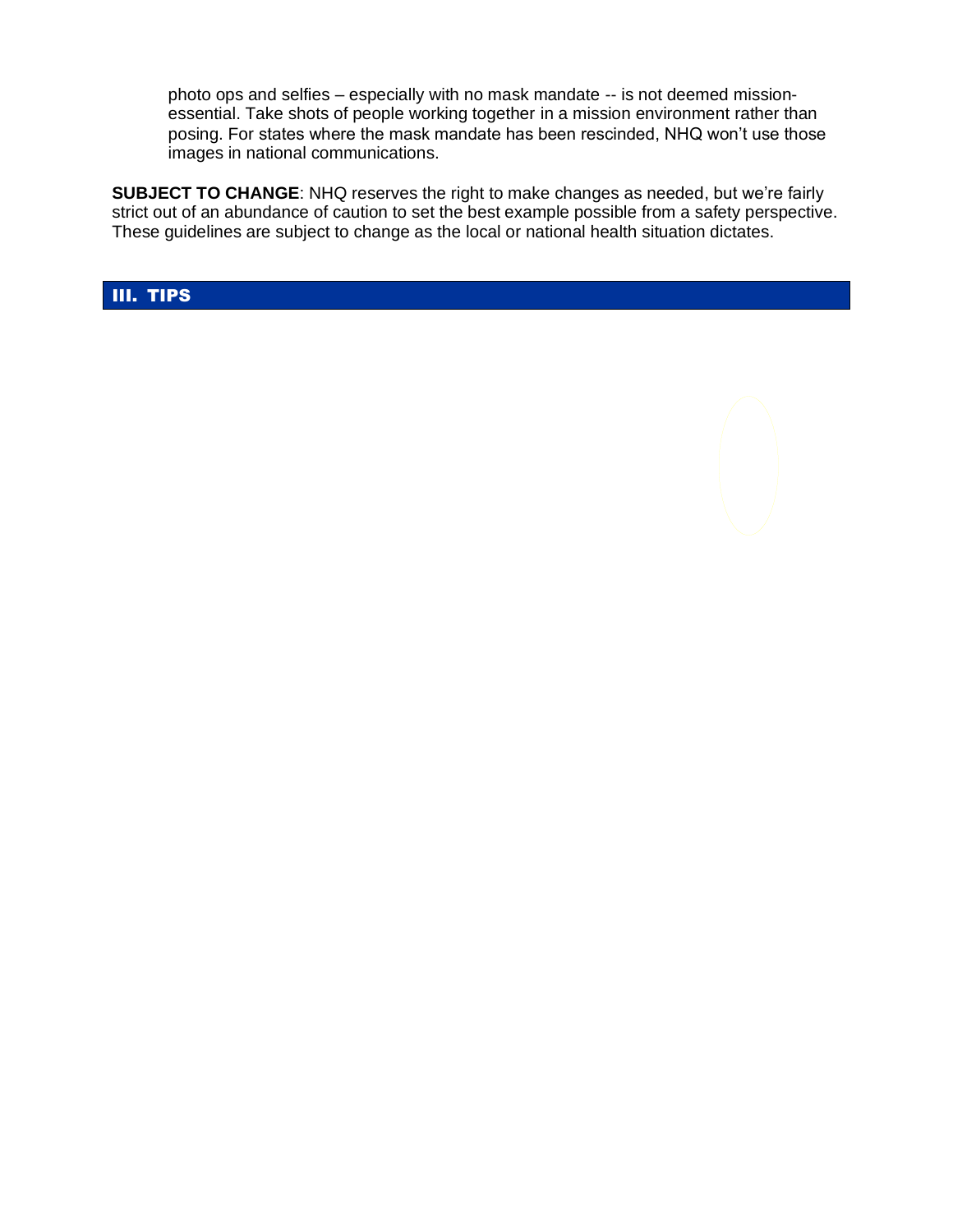photo ops and selfies – especially with no mask mandate -- is not deemed mission-essential. Take shots of people working together in a mission environment rather than posing. For states where the mask mandate has been rescinded, NHQ won't use those images in national communications.

**SUBJECT TO CHANGE**: NHQ reserves the right to make changes as needed, but we're fairly strict out of an abundance of caution to set the best example possible from a safety perspective. These guidelines are subject to change as the local or national health situation dictates.

## III. TIPS